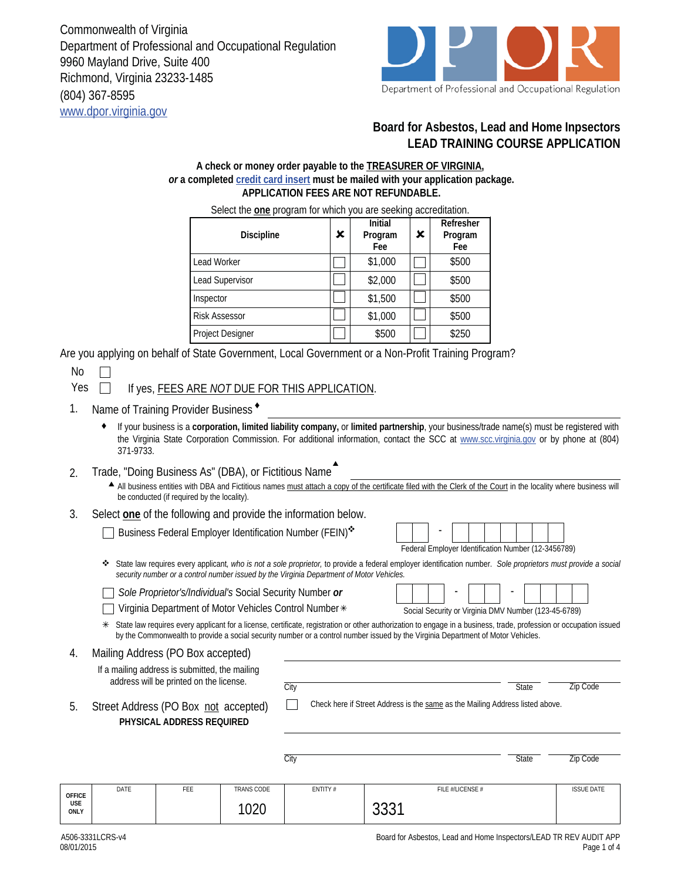Commonwealth of Virginia
Department of Professional and Occupational Regulation
9960 Mayland Drive, Suite 400
Richmond, Virginia 23233-1485
(804) 367-8595
www.dpor.virginia.gov

Department of Professional and Occupational Regulation

## Board for Asbestos, Lead and Home Inpsectors
## LEAD TRAINING COURSE APPLICATION

**A check or money order payable to the TREASURER OF VIRGINIA,**
***or* a completed credit card insert must be mailed with your application package.**
**APPLICATION FEES ARE NOT REFUNDABLE.**

Select the **one** program for which you are seeking accreditation.

| Discipline | ✖ | Initial Program Fee | ✖ | Refresher Program Fee |
|---|---|---|---|---|
| Lead Worker | ☐ | $1,000 | ☐ | $500 |
| Lead Supervisor | ☐ | $2,000 | ☐ | $500 |
| Inspector | ☐ | $1,500 | ☐ | $500 |
| Risk Assessor | ☐ | $1,000 | ☐ | $500 |
| Project Designer | ☐ | $500 | ☐ | $250 |

Are you applying on behalf of State Government, Local Government or a Non-Profit Training Program?

No ☐
Yes ☐ If yes, FEES ARE *NOT* DUE FOR THIS APPLICATION.

1. Name of Training Provider Business ♦ ______________________________

   ♦ If your business is a **corporation, limited liability company,** or **limited partnership**, your business/trade name(s) must be registered with the Virginia State Corporation Commission. For additional information, contact the SCC at www.scc.virginia.gov or by phone at (804) 371-9733.

2. Trade, "Doing Business As" (DBA), or Fictitious Name ▲ ______________________________

   ▲ All business entities with DBA and Fictitious names must attach a copy of the certificate filed with the Clerk of the Court in the locality where business will be conducted (if required by the locality).

3. Select **one** of the following and provide the information below.

   ☐ Business Federal Employer Identification Number (FEIN)❖ ☐☐ - ☐☐☐☐☐☐☐
   Federal Employer Identification Number (12-3456789)

   ❖ State law requires every applicant, *who is not a sole proprietor,* to provide a federal employer identification number. *Sole proprietors must provide a social security number or a control number issued by the Virginia Department of Motor Vehicles.*

   ☐ *Sole Proprietor's/Individual's* Social Security Number ***or***
   ☐ Virginia Department of Motor Vehicles Control Number✳ ☐☐☐ - ☐☐ - ☐☐☐☐
   Social Security or Virginia DMV Number (123-45-6789)

   ✳ State law requires every applicant for a license, certificate, registration or other authorization to engage in a business, trade, profession or occupation issued by the Commonwealth to provide a social security number or a control number issued by the Virginia Department of Motor Vehicles.

4. Mailing Address (PO Box accepted) ______________________________

   If a mailing address is submitted, the mailing address will be printed on the license.

   City ______________ State ______ Zip Code ______

5. Street Address (PO Box not accepted)
   **PHYSICAL ADDRESS REQUIRED**

   ☐ Check here if Street Address is the same as the Mailing Address listed above.

   ______________________________

   City ______________ State ______ Zip Code ______

| OFFICE USE ONLY | DATE | FEE | TRANS CODE | ENTITY # | FILE #/LICENSE # | ISSUE DATE |
|---|---|---|---|---|---|---|
| | | | 1020 | | 3331 | |

A506-3331LCRS-v4
08/01/2015

Board for Asbestos, Lead and Home Inspectors/LEAD TR REV AUDIT APP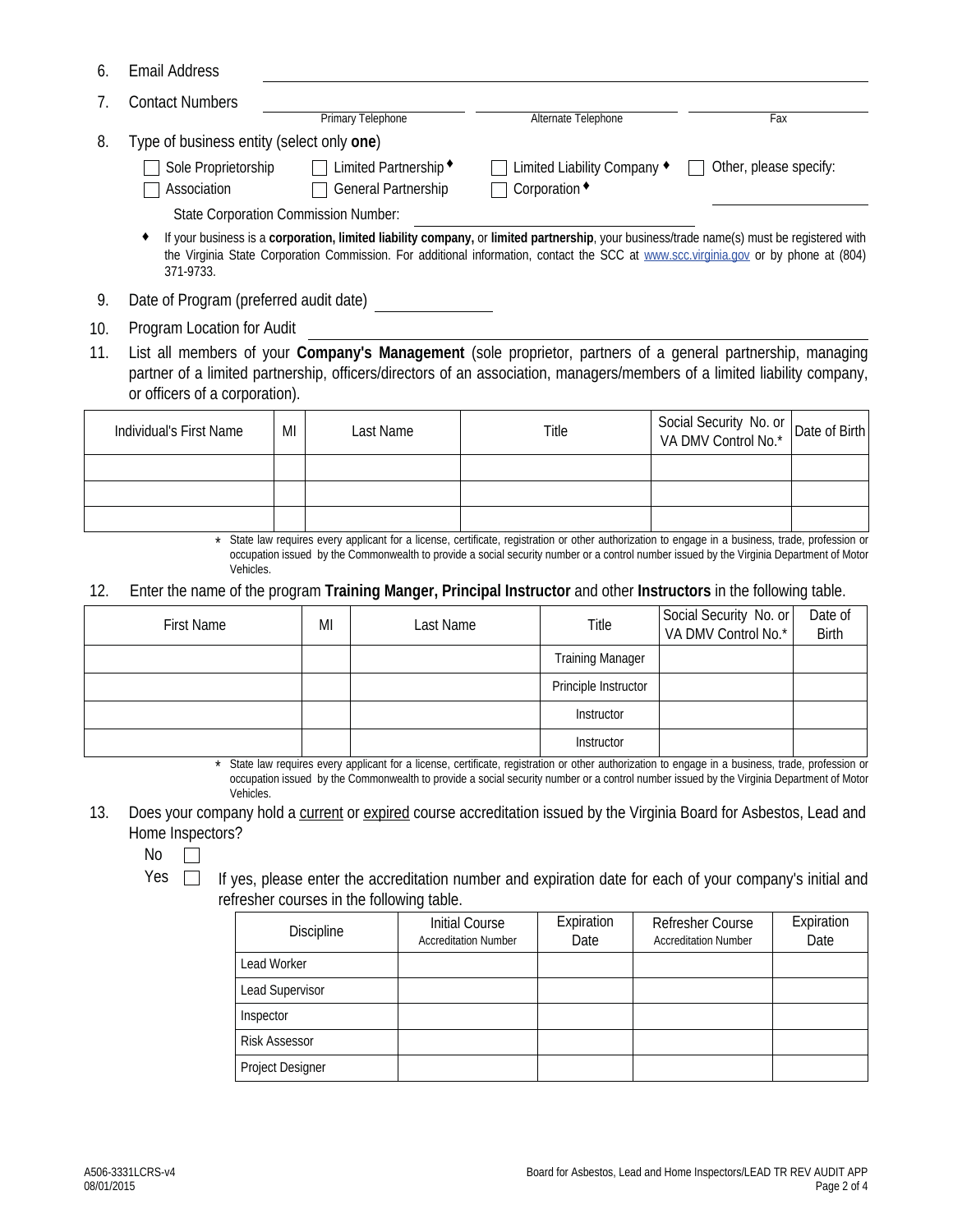6. Email Address ______________________________

7. Contact Numbers ______________ Primary Telephone ______________ Alternate Telephone ______________ Fax

8. Type of business entity (select only **one**)

   ☐ Sole Proprietorship ☐ Limited Partnership ♦ ☐ Limited Liability Company ♦ ☐ Other, please specify:

   ☐ Association ☐ General Partnership ☐ Corporation ♦ ______________

   State Corporation Commission Number: ______________

   ♦ If your business is a **corporation, limited liability company,** or **limited partnership**, your business/trade name(s) must be registered with the Virginia State Corporation Commission. For additional information, contact the SCC at www.scc.virginia.gov or by phone at (804) 371-9733.

9. Date of Program (preferred audit date) ______________

10. Program Location for Audit ______________________________

11. List all members of your **Company's Management** (sole proprietor, partners of a general partnership, managing partner of a limited partnership, officers/directors of an association, managers/members of a limited liability company, or officers of a corporation).

| Individual's First Name | MI | Last Name | Title | Social Security No. or VA DMV Control No.* | Date of Birth |
|---|---|---|---|---|---|
| | | | | | |
| | | | | | |
| | | | | | |

\* State law requires every applicant for a license, certificate, registration or other authorization to engage in a business, trade, profession or occupation issued by the Commonwealth to provide a social security number or a control number issued by the Virginia Department of Motor Vehicles.

12. Enter the name of the program **Training Manger, Principal Instructor** and other **Instructors** in the following table.

| First Name | MI | Last Name | Title | Social Security No. or VA DMV Control No.* | Date of Birth |
|---|---|---|---|---|---|
| | | | Training Manager | | |
| | | | Principle Instructor | | |
| | | | Instructor | | |
| | | | Instructor | | |

\* State law requires every applicant for a license, certificate, registration or other authorization to engage in a business, trade, profession or occupation issued by the Commonwealth to provide a social security number or a control number issued by the Virginia Department of Motor Vehicles.

13. Does your company hold a current or expired course accreditation issued by the Virginia Board for Asbestos, Lead and Home Inspectors?

   No ☐

   Yes ☐ If yes, please enter the accreditation number and expiration date for each of your company's initial and refresher courses in the following table.

| Discipline | Initial Course Accreditation Number | Expiration Date | Refresher Course Accreditation Number | Expiration Date |
|---|---|---|---|---|
| Lead Worker | | | | |
| Lead Supervisor | | | | |
| Inspector | | | | |
| Risk Assessor | | | | |
| Project Designer | | | | |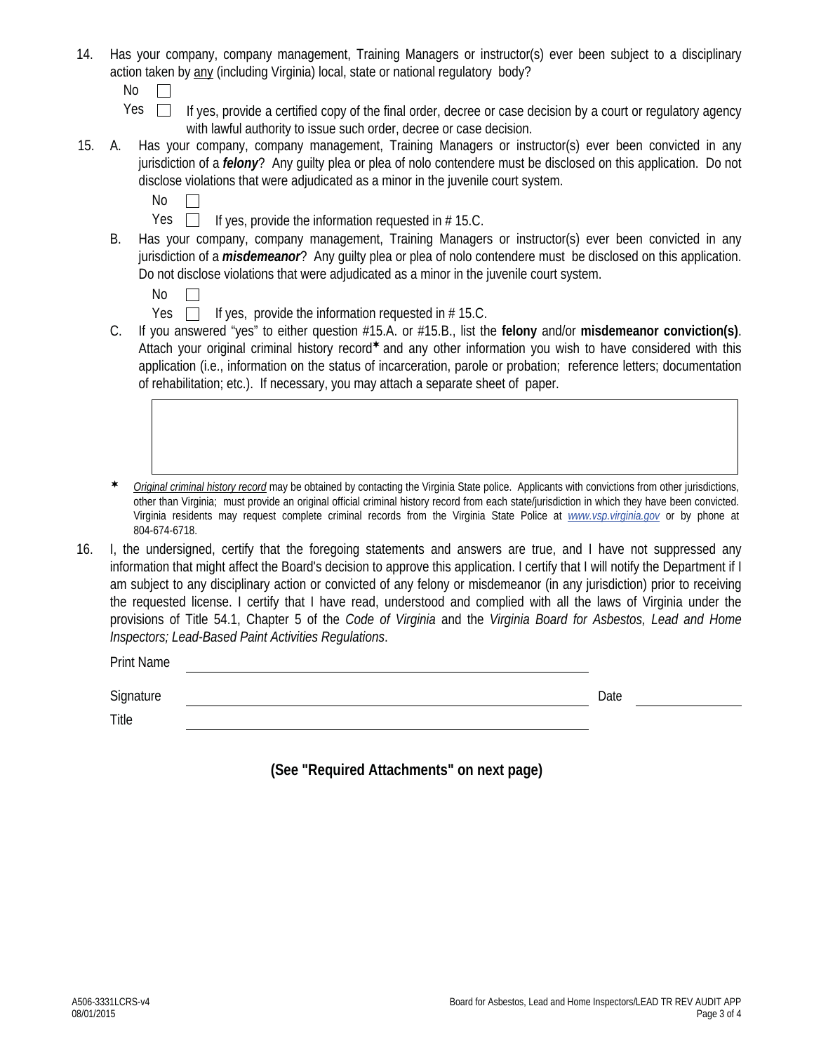14. Has your company, company management, Training Managers or instructor(s) ever been subject to a disciplinary action taken by <u>any</u> (including Virginia) local, state or national regulatory body?

    No ☐

    Yes ☐ If yes, provide a certified copy of the final order, decree or case decision by a court or regulatory agency with lawful authority to issue such order, decree or case decision.

15. A. Has your company, company management, Training Managers or instructor(s) ever been convicted in any jurisdiction of a ***felony***? Any guilty plea or plea of nolo contendere must be disclosed on this application. Do not disclose violations that were adjudicated as a minor in the juvenile court system.

    No ☐

    Yes ☐ If yes, provide the information requested in # 15.C.

    B. Has your company, company management, Training Managers or instructor(s) ever been convicted in any jurisdiction of a ***misdemeanor***? Any guilty plea or plea of nolo contendere must be disclosed on this application. Do not disclose violations that were adjudicated as a minor in the juvenile court system.

    No ☐

    Yes ☐ If yes, provide the information requested in # 15.C.

    C. If you answered "yes" to either question #15.A. or #15.B., list the **felony** and/or **misdemeanor conviction(s)**. Attach your original criminal history record* and any other information you wish to have considered with this application (i.e., information on the status of incarceration, parole or probation; reference letters; documentation of rehabilitation; etc.). If necessary, you may attach a separate sheet of paper.

| |
|---|
| |

\* *<u>Original criminal history record</u>* may be obtained by contacting the Virginia State police. Applicants with convictions from other jurisdictions, other than Virginia; must provide an original official criminal history record from each state/jurisdiction in which they have been convicted. Virginia residents may request complete criminal records from the Virginia State Police at *www.vsp.virginia.gov* or by phone at 804-674-6718.

16. I, the undersigned, certify that the foregoing statements and answers are true, and I have not suppressed any information that might affect the Board's decision to approve this application. I certify that I will notify the Department if I am subject to any disciplinary action or convicted of any felony or misdemeanor (in any jurisdiction) prior to receiving the requested license. I certify that I have read, understood and complied with all the laws of Virginia under the provisions of Title 54.1, Chapter 5 of the *Code of Virginia* and the *Virginia Board for Asbestos, Lead and Home Inspectors; Lead-Based Paint Activities Regulations*.

Print Name ______________________________

Signature ______________________________ Date ______________

Title ______________________________

**(See "Required Attachments" on next page)**

A506-3331LCRS-v4
08/01/2015

Board for Asbestos, Lead and Home Inspectors/LEAD TR REV AUDIT APP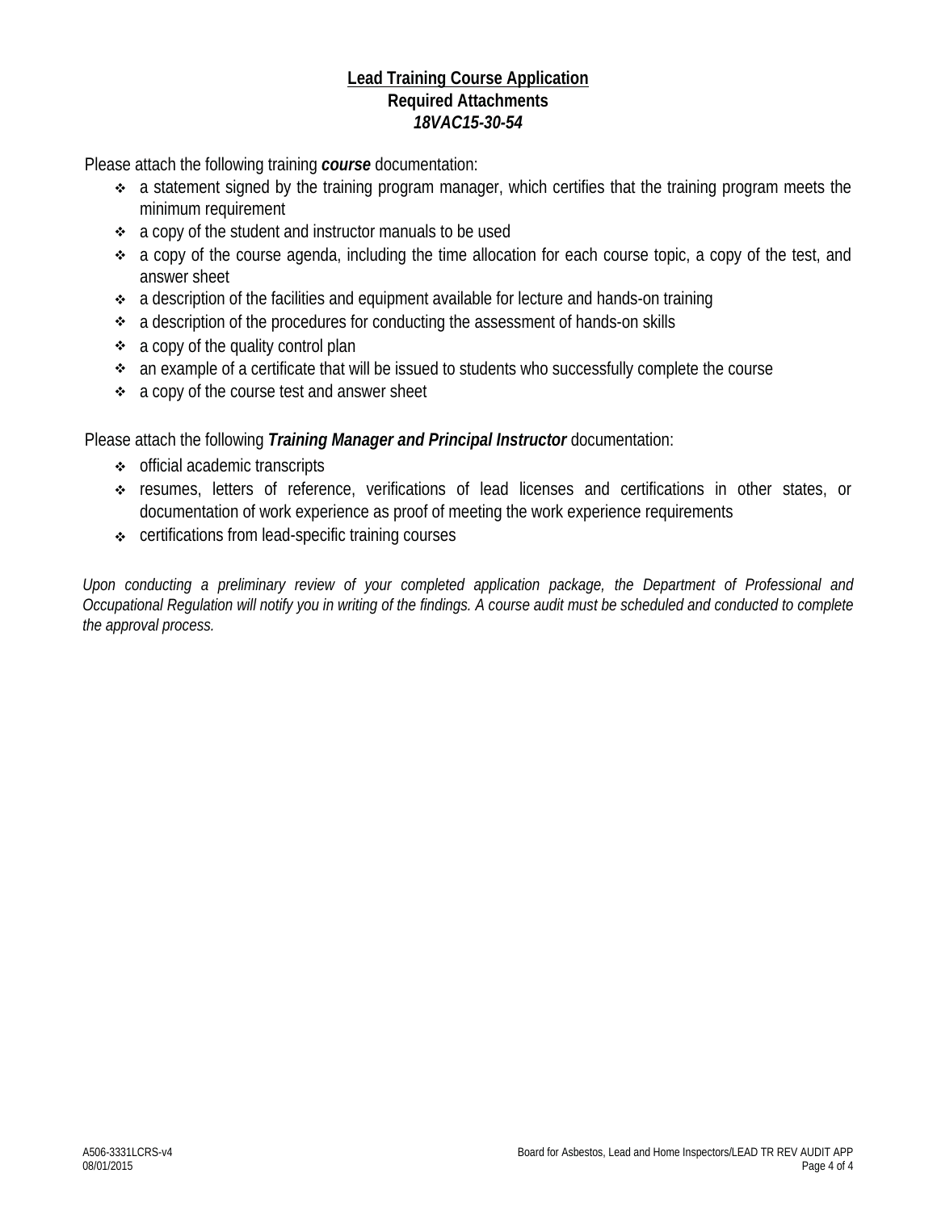**<u>Lead Training Course Application</u>**
**Required Attachments**
***18VAC15-30-54***

Please attach the following training ***course*** documentation:

- a statement signed by the training program manager, which certifies that the training program meets the minimum requirement
- a copy of the student and instructor manuals to be used
- a copy of the course agenda, including the time allocation for each course topic, a copy of the test, and answer sheet
- a description of the facilities and equipment available for lecture and hands-on training
- a description of the procedures for conducting the assessment of hands-on skills
- a copy of the quality control plan
- an example of a certificate that will be issued to students who successfully complete the course
- a copy of the course test and answer sheet

Please attach the following ***Training Manager and Principal Instructor*** documentation:

- official academic transcripts
- resumes, letters of reference, verifications of lead licenses and certifications in other states, or documentation of work experience as proof of meeting the work experience requirements
- certifications from lead-specific training courses

*Upon conducting a preliminary review of your completed application package, the Department of Professional and Occupational Regulation will notify you in writing of the findings. A course audit must be scheduled and conducted to complete the approval process.*